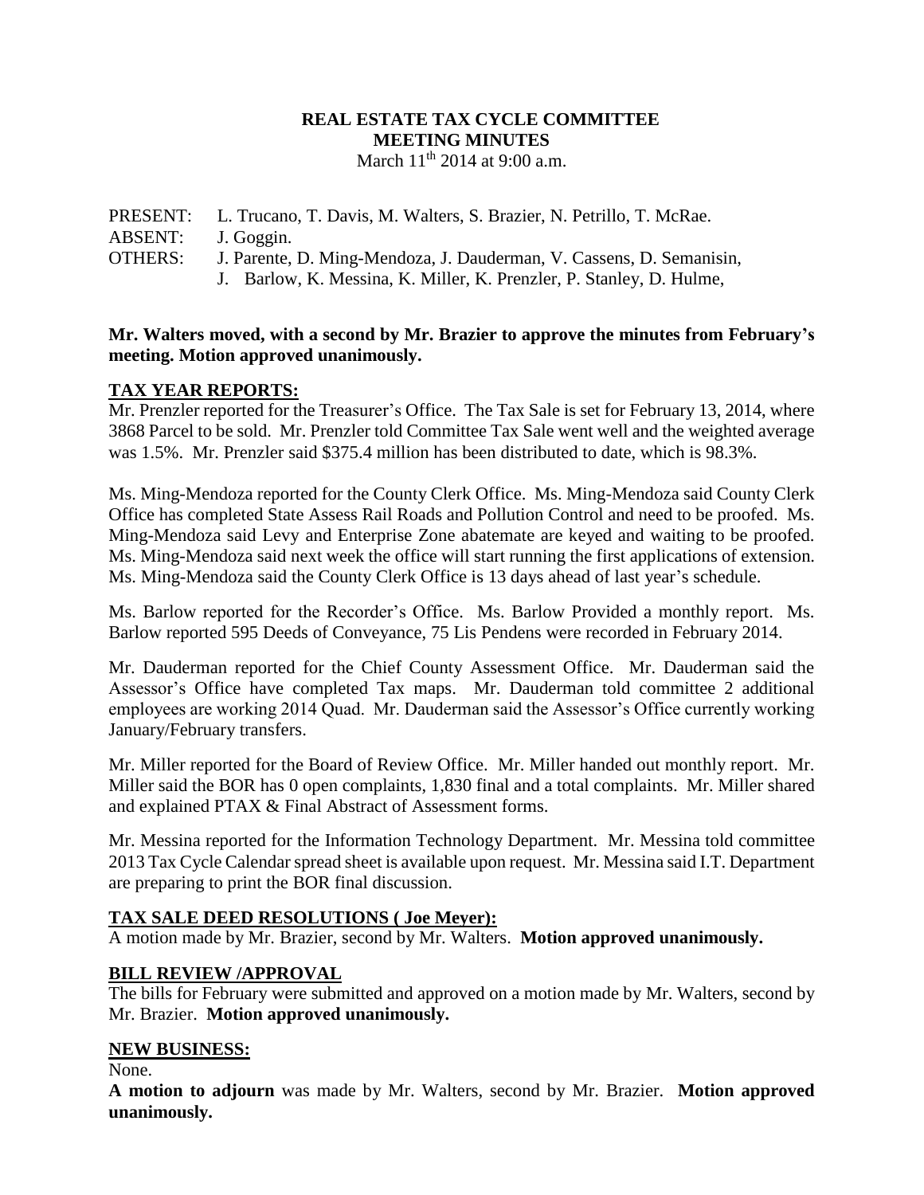# REAL ESTATE TAX CYCLE COMMITTEE
## MEETING MINUTES

March 11th 2014 at 9:00 a.m.

PRESENT: L. Trucano, T. Davis, M. Walters, S. Brazier, N. Petrillo, T. McRae.
ABSENT: J. Goggin.
OTHERS: J. Parente, D. Ming-Mendoza, J. Dauderman, V. Cassens, D. Semanisin, J. Barlow, K. Messina, K. Miller, K. Prenzler, P. Stanley, D. Hulme,

**Mr. Walters moved, with a second by Mr. Brazier to approve the minutes from February's meeting. Motion approved unanimously.**

## TAX YEAR REPORTS:

Mr. Prenzler reported for the Treasurer's Office. The Tax Sale is set for February 13, 2014, where 3868 Parcel to be sold. Mr. Prenzler told Committee Tax Sale went well and the weighted average was 1.5%. Mr. Prenzler said $375.4 million has been distributed to date, which is 98.3%.

Ms. Ming-Mendoza reported for the County Clerk Office. Ms. Ming-Mendoza said County Clerk Office has completed State Assess Rail Roads and Pollution Control and need to be proofed. Ms. Ming-Mendoza said Levy and Enterprise Zone abatemate are keyed and waiting to be proofed. Ms. Ming-Mendoza said next week the office will start running the first applications of extension. Ms. Ming-Mendoza said the County Clerk Office is 13 days ahead of last year's schedule.

Ms. Barlow reported for the Recorder's Office. Ms. Barlow Provided a monthly report. Ms. Barlow reported 595 Deeds of Conveyance, 75 Lis Pendens were recorded in February 2014.

Mr. Dauderman reported for the Chief County Assessment Office. Mr. Dauderman said the Assessor's Office have completed Tax maps. Mr. Dauderman told committee 2 additional employees are working 2014 Quad. Mr. Dauderman said the Assessor's Office currently working January/February transfers.

Mr. Miller reported for the Board of Review Office. Mr. Miller handed out monthly report. Mr. Miller said the BOR has 0 open complaints, 1,830 final and a total complaints. Mr. Miller shared and explained PTAX & Final Abstract of Assessment forms.

Mr. Messina reported for the Information Technology Department. Mr. Messina told committee 2013 Tax Cycle Calendar spread sheet is available upon request. Mr. Messina said I.T. Department are preparing to print the BOR final discussion.

## TAX SALE DEED RESOLUTIONS ( Joe Meyer):

A motion made by Mr. Brazier, second by Mr. Walters. **Motion approved unanimously.**

## BILL REVIEW /APPROVAL

The bills for February were submitted and approved on a motion made by Mr. Walters, second by Mr. Brazier. **Motion approved unanimously.**

## NEW BUSINESS:

None.

**A motion to adjourn** was made by Mr. Walters, second by Mr. Brazier. **Motion approved unanimously.**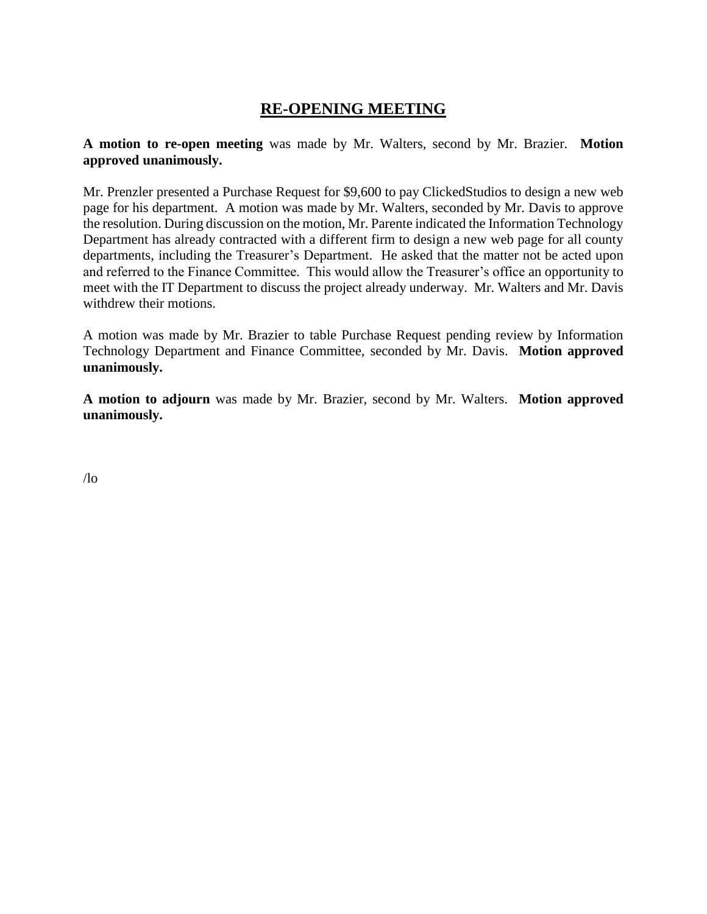# RE-OPENING MEETING

**A motion to re-open meeting** was made by Mr. Walters, second by Mr. Brazier. **Motion approved unanimously.**

Mr. Prenzler presented a Purchase Request for $9,600 to pay ClickedStudios to design a new web page for his department. A motion was made by Mr. Walters, seconded by Mr. Davis to approve the resolution. During discussion on the motion, Mr. Parente indicated the Information Technology Department has already contracted with a different firm to design a new web page for all county departments, including the Treasurer's Department. He asked that the matter not be acted upon and referred to the Finance Committee. This would allow the Treasurer's office an opportunity to meet with the IT Department to discuss the project already underway. Mr. Walters and Mr. Davis withdrew their motions.

A motion was made by Mr. Brazier to table Purchase Request pending review by Information Technology Department and Finance Committee, seconded by Mr. Davis. **Motion approved unanimously.**

**A motion to adjourn** was made by Mr. Brazier, second by Mr. Walters. **Motion approved unanimously.**

/lo